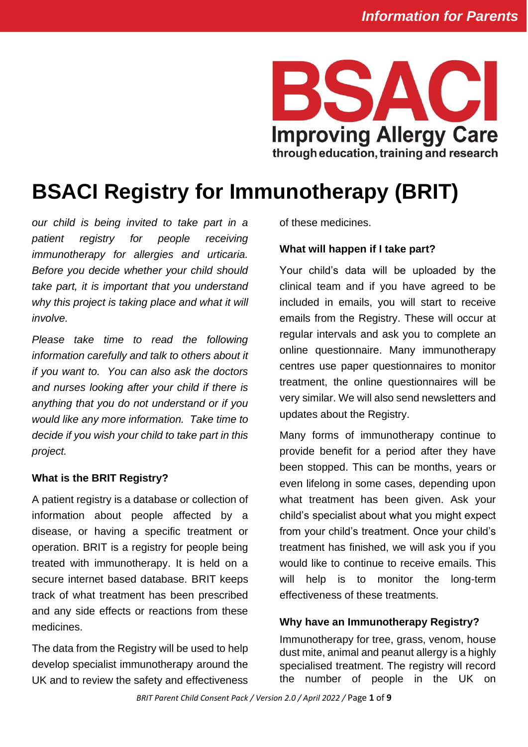# BSACI Registry for Immunotherapy (BRIT)

*our child is being invited to take part in a patient registry for people receiving immunotherapy for allergies and urticaria. Before you decide whether your child should take part, it is important that you understand why this project is taking place and what it will involve.*

*Please take time to read the following information carefully and talk to others about it if you want to. You can also ask the doctors and nurses looking after your child if there is anything that you do not understand or if you would like any more information. Take time to decide if you wish your child to take part in this project.*

**What is the BRIT Registry?**

A patient registry is a database or collection of information about people affected by a disease, or having a specific treatment or operation. BRIT is a registry for people being treated with immunotherapy. It is held on a secure internet based database. BRIT keeps track of what treatment has been prescribed and any side effects or reactions from these medicines.

The data from the Registry will be used to help develop specialist immunotherapy around the UK and to review the safety and effectiveness of these medicines.

**What will happen if I take part?**

Your child's data will be uploaded by the clinical team and if you have agreed to be included in emails, you will start to receive emails from the Registry. These will occur at regular intervals and ask you to complete an online questionnaire. Many immunotherapy centres use paper questionnaires to monitor treatment, the online questionnaires will be very similar. We will also send newsletters and updates about the Registry.

Many forms of immunotherapy continue to provide benefit for a period after they have been stopped. This can be months, years or even lifelong in some cases, depending upon what treatment has been given. Ask your child's specialist about what you might expect from your child's treatment. Once your child's treatment has finished, we will ask you if you would like to continue to receive emails. This will help is to monitor the long-term effectiveness of these treatments.

**Why have an Immunotherapy Registry?**

Immunotherapy for tree, grass, venom, house dust mite, animal and peanut allergy is a highly specialised treatment. The registry will record the number of people in the UK on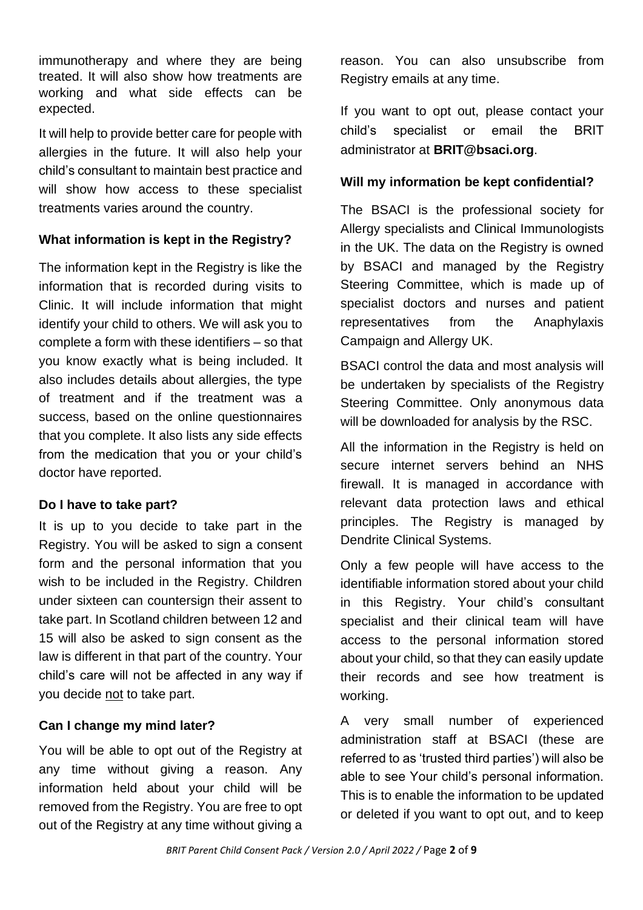immunotherapy and where they are being treated. It will also show how treatments are working and what side effects can be expected.

It will help to provide better care for people with allergies in the future. It will also help your child's consultant to maintain best practice and will show how access to these specialist treatments varies around the country.

### What information is kept in the Registry?

The information kept in the Registry is like the information that is recorded during visits to Clinic. It will include information that might identify your child to others. We will ask you to complete a form with these identifiers – so that you know exactly what is being included. It also includes details about allergies, the type of treatment and if the treatment was a success, based on the online questionnaires that you complete. It also lists any side effects from the medication that you or your child's doctor have reported.

### Do I have to take part?

It is up to you decide to take part in the Registry. You will be asked to sign a consent form and the personal information that you wish to be included in the Registry. Children under sixteen can countersign their assent to take part. In Scotland children between 12 and 15 will also be asked to sign consent as the law is different in that part of the country. Your child's care will not be affected in any way if you decide <u>not</u> to take part.

### Can I change my mind later?

You will be able to opt out of the Registry at any time without giving a reason. Any information held about your child will be removed from the Registry. You are free to opt out of the Registry at any time without giving a reason. You can also unsubscribe from Registry emails at any time.

If you want to opt out, please contact your child's specialist or email the BRIT administrator at **BRIT@bsaci.org**.

### Will my information be kept confidential?

The BSACI is the professional society for Allergy specialists and Clinical Immunologists in the UK. The data on the Registry is owned by BSACI and managed by the Registry Steering Committee, which is made up of specialist doctors and nurses and patient representatives from the Anaphylaxis Campaign and Allergy UK.

BSACI control the data and most analysis will be undertaken by specialists of the Registry Steering Committee. Only anonymous data will be downloaded for analysis by the RSC.

All the information in the Registry is held on secure internet servers behind an NHS firewall. It is managed in accordance with relevant data protection laws and ethical principles. The Registry is managed by Dendrite Clinical Systems.

Only a few people will have access to the identifiable information stored about your child in this Registry. Your child's consultant specialist and their clinical team will have access to the personal information stored about your child, so that they can easily update their records and see how treatment is working.

A very small number of experienced administration staff at BSACI (these are referred to as 'trusted third parties') will also be able to see Your child's personal information. This is to enable the information to be updated or deleted if you want to opt out, and to keep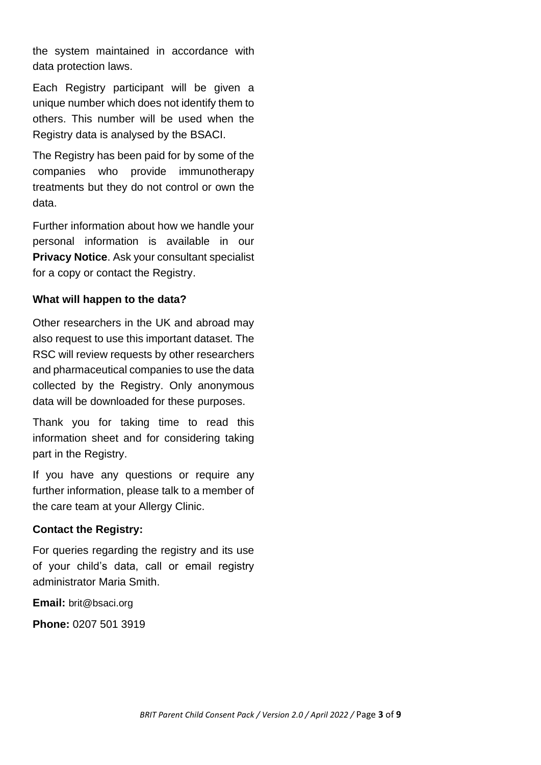the system maintained in accordance with data protection laws.

Each Registry participant will be given a unique number which does not identify them to others. This number will be used when the Registry data is analysed by the BSACI.

The Registry has been paid for by some of the companies who provide immunotherapy treatments but they do not control or own the data.

Further information about how we handle your personal information is available in our **Privacy Notice**. Ask your consultant specialist for a copy or contact the Registry.

### What will happen to the data?

Other researchers in the UK and abroad may also request to use this important dataset. The RSC will review requests by other researchers and pharmaceutical companies to use the data collected by the Registry. Only anonymous data will be downloaded for these purposes.

Thank you for taking time to read this information sheet and for considering taking part in the Registry.

If you have any questions or require any further information, please talk to a member of the care team at your Allergy Clinic.

### Contact the Registry:

For queries regarding the registry and its use of your child's data, call or email registry administrator Maria Smith.

**Email:** brit@bsaci.org

**Phone:** 0207 501 3919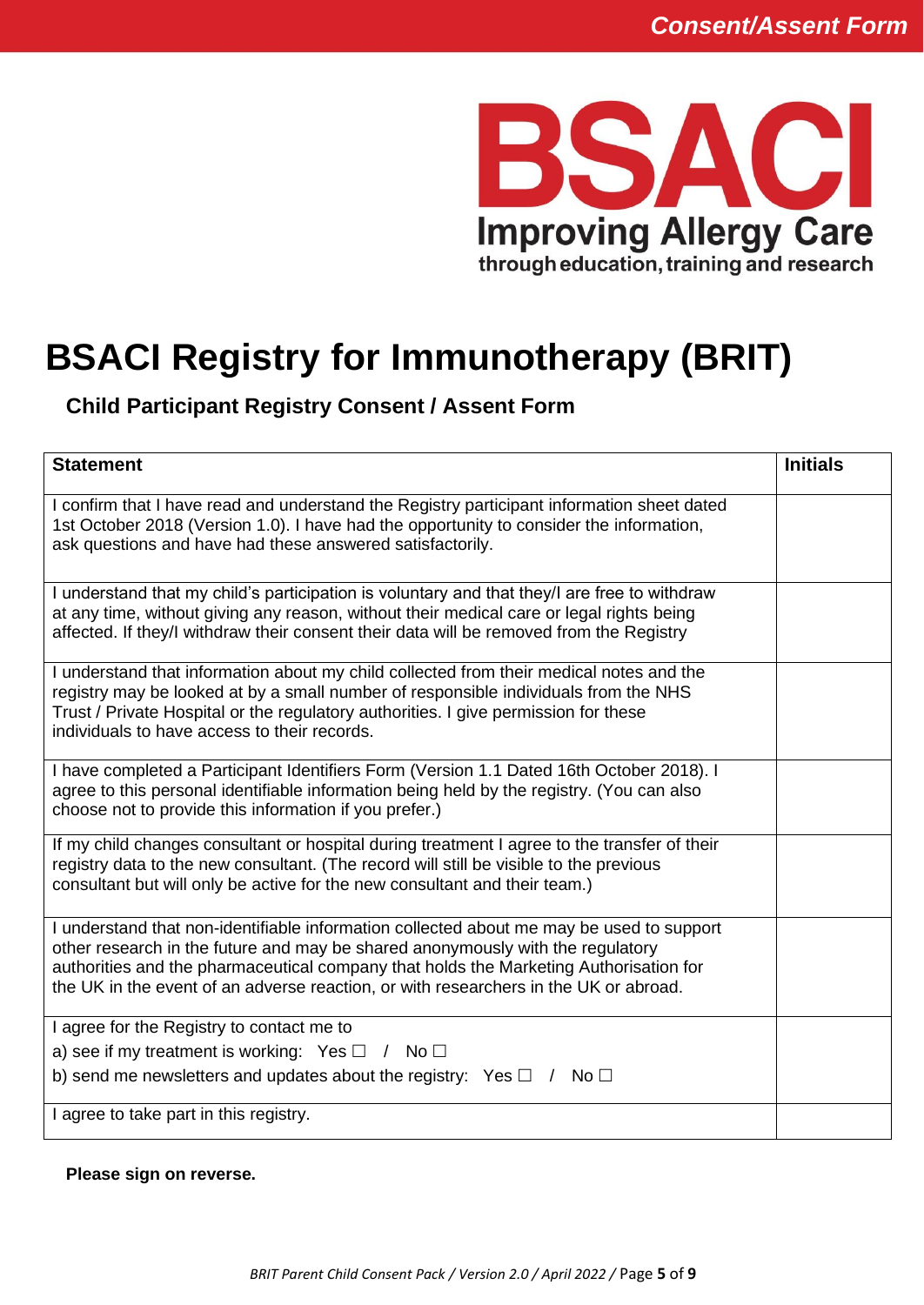Consent/Assent Form

BSACI
Improving Allergy Care
through education, training and research

# BSACI Registry for Immunotherapy (BRIT)

## Child Participant Registry Consent / Assent Form

| Statement | Initials |
|---|---|
| I confirm that I have read and understand the Registry participant information sheet dated 1st October 2018 (Version 1.0). I have had the opportunity to consider the information, ask questions and have had these answered satisfactorily. | |
| I understand that my child's participation is voluntary and that they/I are free to withdraw at any time, without giving any reason, without their medical care or legal rights being affected. If they/I withdraw their consent their data will be removed from the Registry | |
| I understand that information about my child collected from their medical notes and the registry may be looked at by a small number of responsible individuals from the NHS Trust / Private Hospital or the regulatory authorities. I give permission for these individuals to have access to their records. | |
| I have completed a Participant Identifiers Form (Version 1.1 Dated 16th October 2018). I agree to this personal identifiable information being held by the registry. (You can also choose not to provide this information if you prefer.) | |
| If my child changes consultant or hospital during treatment I agree to the transfer of their registry data to the new consultant. (The record will still be visible to the previous consultant but will only be active for the new consultant and their team.) | |
| I understand that non-identifiable information collected about me may be used to support other research in the future and may be shared anonymously with the regulatory authorities and the pharmaceutical company that holds the Marketing Authorisation for the UK in the event of an adverse reaction, or with researchers in the UK or abroad. | |
| I agree for the Registry to contact me to<br>a) see if my treatment is working: Yes ☐ / No ☐<br>b) send me newsletters and updates about the registry: Yes ☐ / No ☐ | |
| I agree to take part in this registry. | |

**Please sign on reverse.**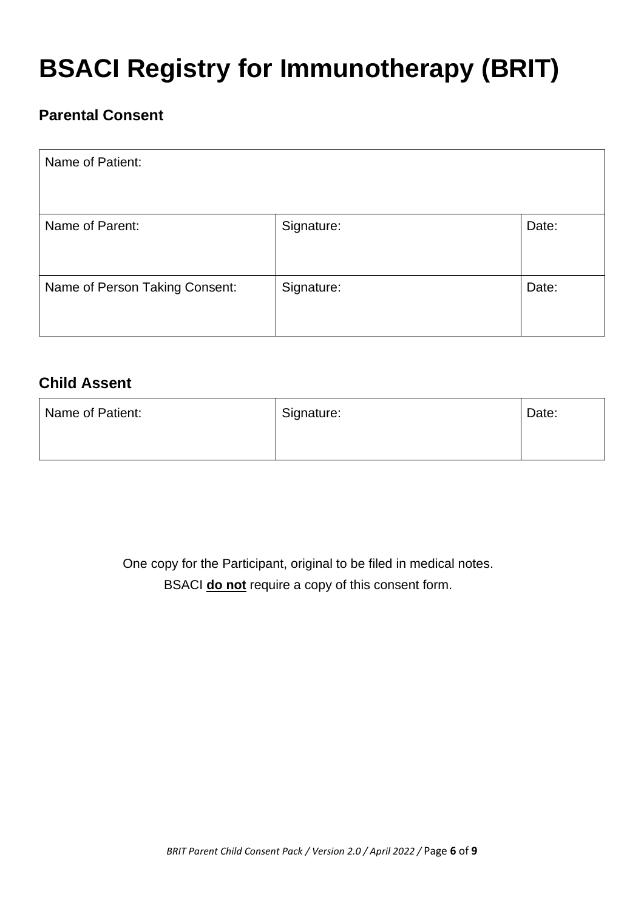# BSACI Registry for Immunotherapy (BRIT)

### Parental Consent

| Name of Patient: | | |
|---|---|---|
| Name of Parent: | Signature: | Date: |
| Name of Person Taking Consent: | Signature: | Date: |

### Child Assent

| Name of Patient: | Signature: | Date: |
|---|---|---|

One copy for the Participant, original to be filed in medical notes.

BSACI **do not** require a copy of this consent form.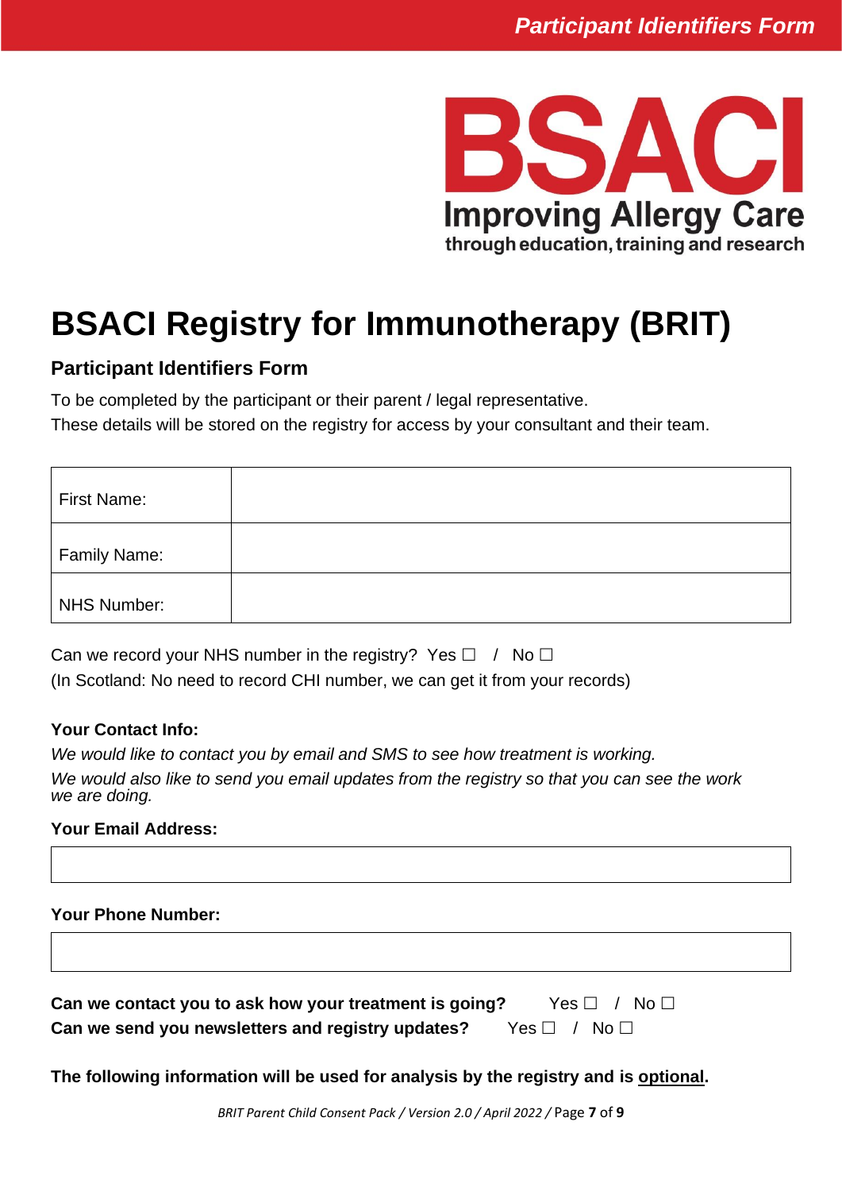# BSACI Registry for Immunotherapy (BRIT)

## Participant Identifiers Form

To be completed by the participant or their parent / legal representative.
These details will be stored on the registry for access by your consultant and their team.

| First Name: | |
|---|---|
| Family Name: | |
| NHS Number: | |

Can we record your NHS number in the registry? Yes ☐ / No ☐
(In Scotland: No need to record CHI number, we can get it from your records)

**Your Contact Info:**

*We would like to contact you by email and SMS to see how treatment is working.*
*We would also like to send you email updates from the registry so that you can see the work we are doing.*

**Your Email Address:**

| |
|---|

**Your Phone Number:**

| |
|---|

**Can we contact you to ask how your treatment is going?** Yes ☐ / No ☐
**Can we send you newsletters and registry updates?** Yes ☐ / No ☐

**The following information will be used for analysis by the registry and is optional.**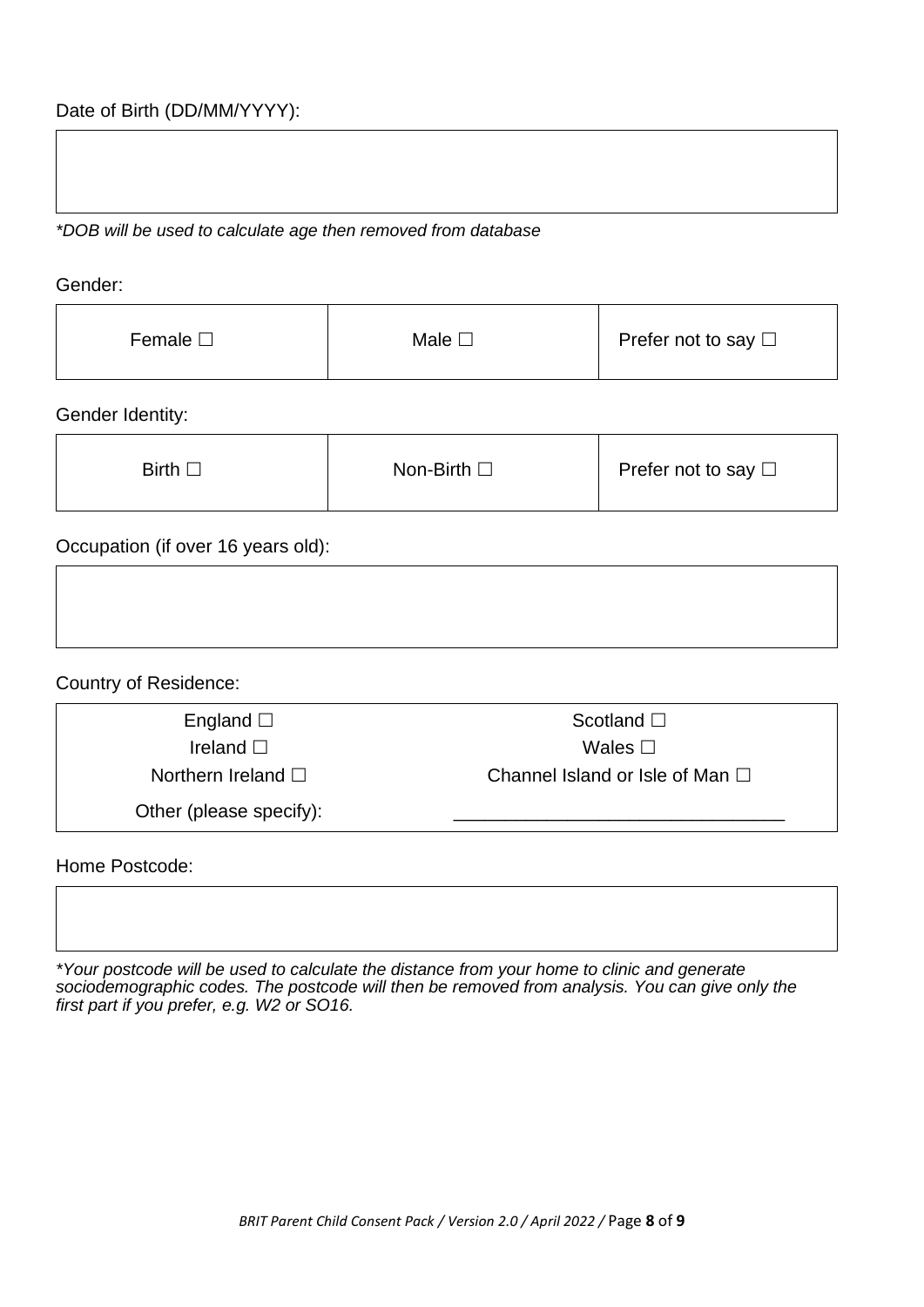Date of Birth (DD/MM/YYYY):

| |
|---|
| |

*\*DOB will be used to calculate age then removed from database*

Gender:

| Female ☐ | Male ☐ | Prefer not to say ☐ |
|---|---|---|

Gender Identity:

| Birth ☐ | Non-Birth ☐ | Prefer not to say ☐ |
|---|---|---|

Occupation (if over 16 years old):

| |
|---|
| |

Country of Residence:

| | |
|---|---|
| England ☐ | Scotland ☐ |
| Ireland ☐ | Wales ☐ |
| Northern Ireland ☐ | Channel Island or Isle of Man ☐ |
| Other (please specify): | _______________________________ |

Home Postcode:

| |
|---|
| |

*\*Your postcode will be used to calculate the distance from your home to clinic and generate sociodemographic codes. The postcode will then be removed from analysis. You can give only the first part if you prefer, e.g. W2 or SO16.*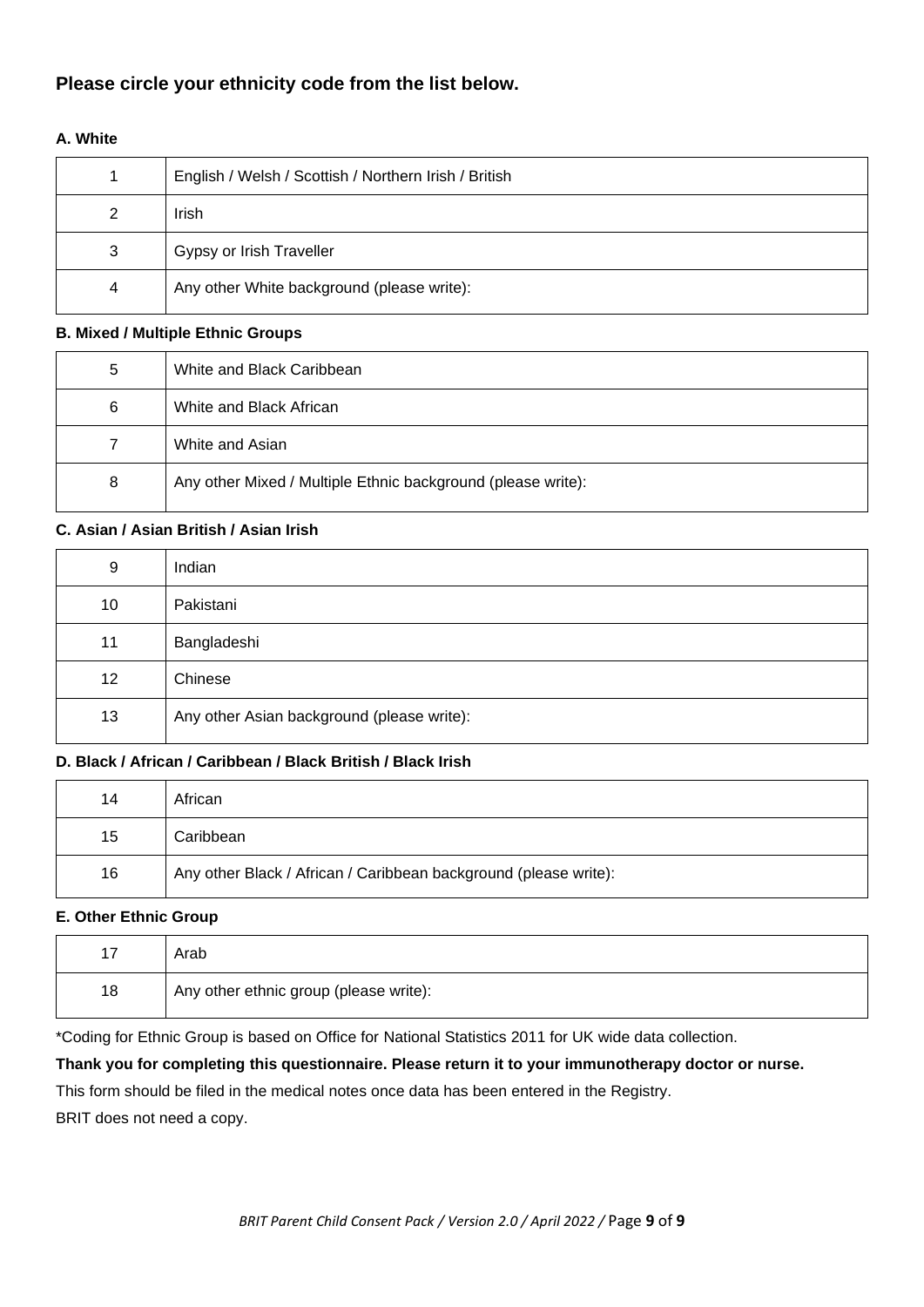## Please circle your ethnicity code from the list below.

**A. White**

| | |
|---|---|
| 1 | English / Welsh / Scottish / Northern Irish / British |
| 2 | Irish |
| 3 | Gypsy or Irish Traveller |
| 4 | Any other White background (please write): |

**B. Mixed / Multiple Ethnic Groups**

| | |
|---|---|
| 5 | White and Black Caribbean |
| 6 | White and Black African |
| 7 | White and Asian |
| 8 | Any other Mixed / Multiple Ethnic background (please write): |

**C. Asian / Asian British / Asian Irish**

| | |
|---|---|
| 9 | Indian |
| 10 | Pakistani |
| 11 | Bangladeshi |
| 12 | Chinese |
| 13 | Any other Asian background (please write): |

**D. Black / African / Caribbean / Black British / Black Irish**

| | |
|---|---|
| 14 | African |
| 15 | Caribbean |
| 16 | Any other Black / African / Caribbean background (please write): |

**E. Other Ethnic Group**

| | |
|---|---|
| 17 | Arab |
| 18 | Any other ethnic group (please write): |

*Coding for Ethnic Group is based on Office for National Statistics 2011 for UK wide data collection.

**Thank you for completing this questionnaire. Please return it to your immunotherapy doctor or nurse.**

This form should be filed in the medical notes once data has been entered in the Registry.

BRIT does not need a copy.